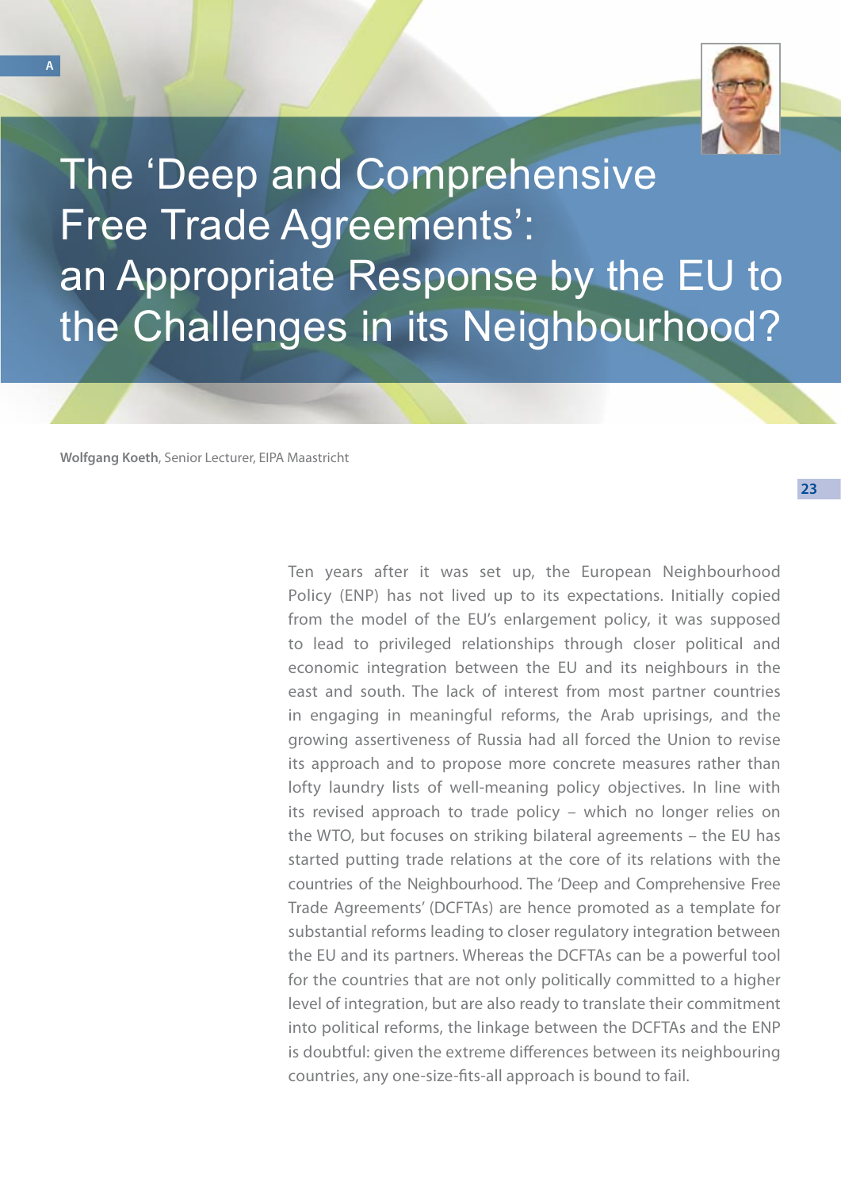# The 'Deep and Comprehensive Free Trade Agreements': an Appropriate Response by the EU to the Challenges in its Neighbourhood?

**Wolfgang Koeth**, Senior Lecturer, EIPA Maastricht

Ten years after it was set up, the European Neighbourhood Policy (ENP) has not lived up to its expectations. Initially copied from the model of the EU's enlargement policy, it was supposed to lead to privileged relationships through closer political and economic integration between the EU and its neighbours in the east and south. The lack of interest from most partner countries in engaging in meaningful reforms, the Arab uprisings, and the growing assertiveness of Russia had all forced the Union to revise its approach and to propose more concrete measures rather than lofty laundry lists of well-meaning policy objectives. In line with its revised approach to trade policy – which no longer relies on the WTO, but focuses on striking bilateral agreements – the EU has started putting trade relations at the core of its relations with the countries of the Neighbourhood. The 'Deep and Comprehensive Free Trade Agreements' (DCFTAs) are hence promoted as a template for substantial reforms leading to closer regulatory integration between the EU and its partners. Whereas the DCFTAs can be a powerful tool for the countries that are not only politically committed to a higher level of integration, but are also ready to translate their commitment into political reforms, the linkage between the DCFTAs and the ENP is doubtful: given the extreme differences between its neighbouring countries, any one-size-fits-all approach is bound to fail.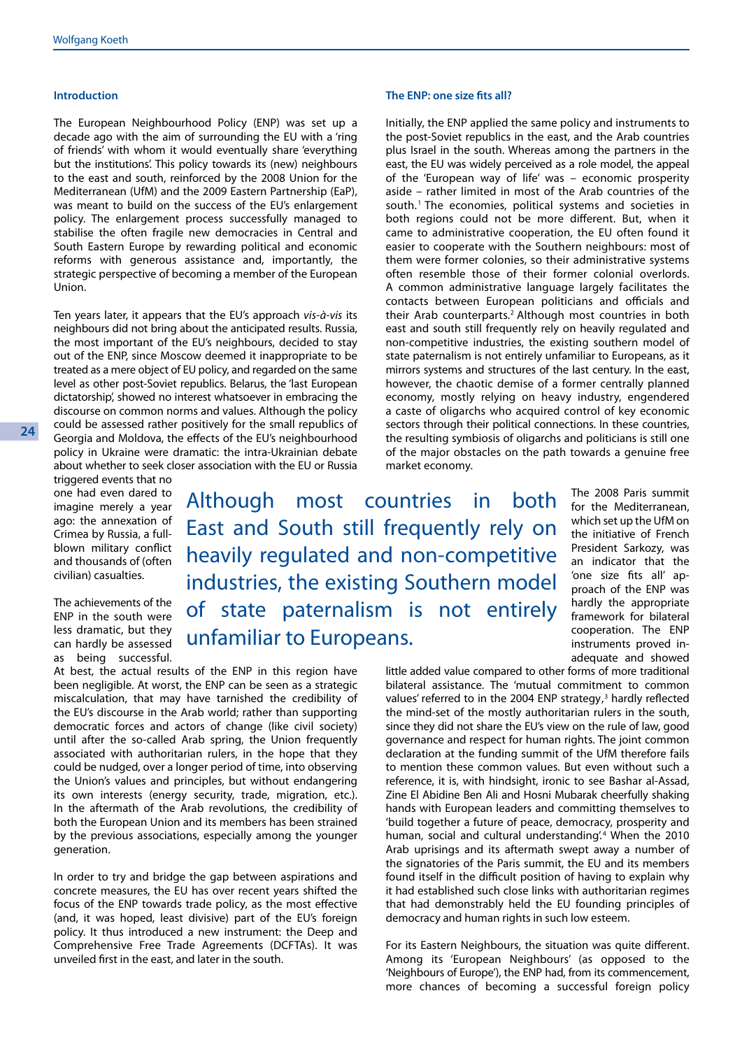## Introduction

The European Neighbourhood Policy (ENP) was set up a decade ago with the aim of surrounding the EU with a 'ring of friends' with whom it would eventually share 'everything but the institutions'. This policy towards its (new) neighbours to the east and south, reinforced by the 2008 Union for the Mediterranean (UfM) and the 2009 Eastern Partnership (EaP), was meant to build on the success of the EU's enlargement policy. The enlargement process successfully managed to stabilise the often fragile new democracies in Central and South Eastern Europe by rewarding political and economic reforms with generous assistance and, importantly, the strategic perspective of becoming a member of the European Union.

Ten years later, it appears that the EU's approach *vis-à-vis* its neighbours did not bring about the anticipated results. Russia, the most important of the EU's neighbours, decided to stay out of the ENP, since Moscow deemed it inappropriate to be treated as a mere object of EU policy, and regarded on the same level as other post-Soviet republics. Belarus, the 'last European dictatorship', showed no interest whatsoever in embracing the discourse on common norms and values. Although the policy could be assessed rather positively for the small republics of Georgia and Moldova, the effects of the EU's neighbourhood policy in Ukraine were dramatic: the intra-Ukrainian debate about whether to seek closer association with the EU or Russia triggered events that no one had even dared to imagine merely a year ago: the annexation of Crimea by Russia, a full-blown military conflict and thousands of (often civilian) casualties.

The achievements of the ENP in the south were less dramatic, but they can hardly be assessed as being successful. At best, the actual results of the ENP in this region have been negligible. At worst, the ENP can be seen as a strategic miscalculation, that may have tarnished the credibility of the EU's discourse in the Arab world; rather than supporting democratic forces and actors of change (like civil society) until after the so-called Arab spring, the Union frequently associated with authoritarian rulers, in the hope that they could be nudged, over a longer period of time, into observing the Union's values and principles, but without endangering its own interests (energy security, trade, migration, etc.). In the aftermath of the Arab revolutions, the credibility of both the European Union and its members has been strained by the previous associations, especially among the younger generation.

In order to try and bridge the gap between aspirations and concrete measures, the EU has over recent years shifted the focus of the ENP towards trade policy, as the most effective (and, it was hoped, least divisive) part of the EU's foreign policy. It thus introduced a new instrument: the Deep and Comprehensive Free Trade Agreements (DCFTAs). It was unveiled first in the east, and later in the south.

## The ENP: one size fits all?

Initially, the ENP applied the same policy and instruments to the post-Soviet republics in the east, and the Arab countries plus Israel in the south. Whereas among the partners in the east, the EU was widely perceived as a role model, the appeal of the 'European way of life' was – economic prosperity aside – rather limited in most of the Arab countries of the south.[1] The economies, political systems and societies in both regions could not be more different. But, when it came to administrative cooperation, the EU often found it easier to cooperate with the Southern neighbours: most of them were former colonies, so their administrative systems often resemble those of their former colonial overlords. A common administrative language largely facilitates the contacts between European politicians and officials and their Arab counterparts.[2] Although most countries in both east and south still frequently rely on heavily regulated and non-competitive industries, the existing southern model of state paternalism is not entirely unfamiliar to Europeans, as it mirrors systems and structures of the last century. In the east, however, the chaotic demise of a former centrally planned economy, mostly relying on heavy industry, engendered a caste of oligarchs who acquired control of key economic sectors through their political connections. In these countries, the resulting symbiosis of oligarchs and politicians is still one of the major obstacles on the path towards a genuine free market economy.

> Although most countries in both East and South still frequently rely on heavily regulated and non-competitive industries, the existing Southern model of state paternalism is not entirely unfamiliar to Europeans.

The 2008 Paris summit for the Mediterranean, which set up the UfM on the initiative of French President Sarkozy, was an indicator that the 'one size fits all' approach of the ENP was hardly the appropriate framework for bilateral cooperation. The ENP instruments proved inadequate and showed little added value compared to other forms of more traditional bilateral assistance. The 'mutual commitment to common values' referred to in the 2004 ENP strategy,[3] hardly reflected the mind-set of the mostly authoritarian rulers in the south, since they did not share the EU's view on the rule of law, good governance and respect for human rights. The joint common declaration at the funding summit of the UfM therefore fails to mention these common values. But even without such a reference, it is, with hindsight, ironic to see Bashar al-Assad, Zine El Abidine Ben Ali and Hosni Mubarak cheerfully shaking hands with European leaders and committing themselves to 'build together a future of peace, democracy, prosperity and human, social and cultural understanding'.[4] When the 2010 Arab uprisings and its aftermath swept away a number of the signatories of the Paris summit, the EU and its members found itself in the difficult position of having to explain why it had established such close links with authoritarian regimes that had demonstrably held the EU founding principles of democracy and human rights in such low esteem.

For its Eastern Neighbours, the situation was quite different. Among its 'European Neighbours' (as opposed to the 'Neighbours of Europe'), the ENP had, from its commencement, more chances of becoming a successful foreign policy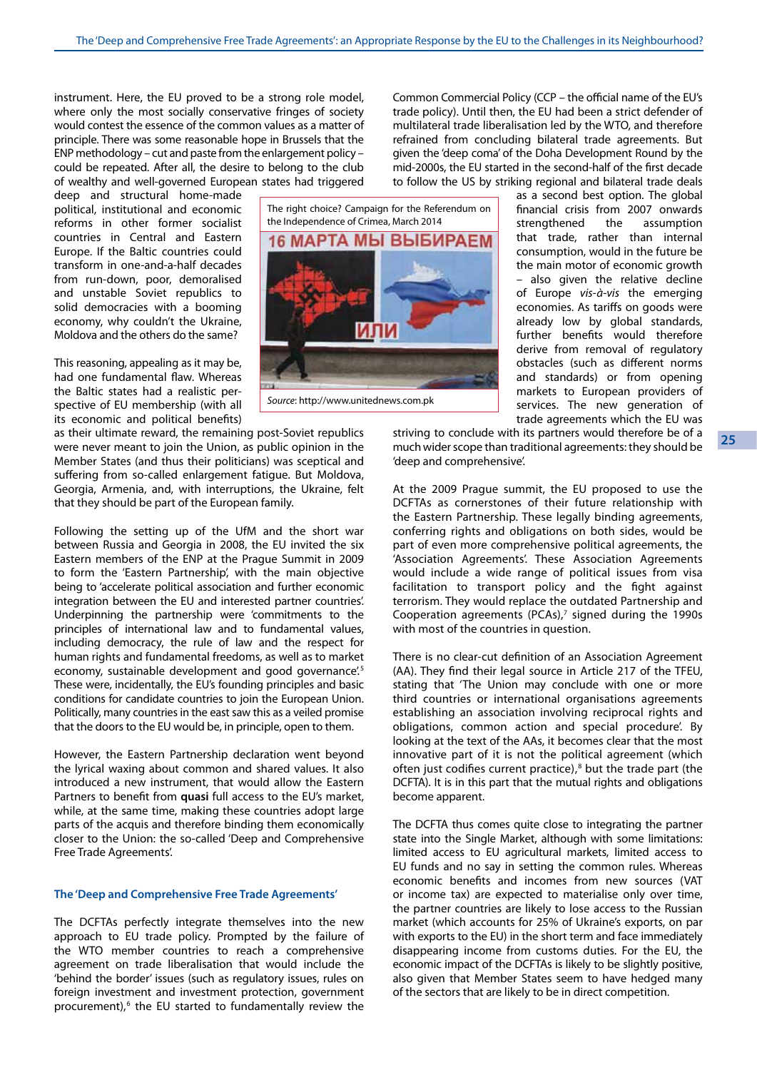instrument. Here, the EU proved to be a strong role model, where only the most socially conservative fringes of society would contest the essence of the common values as a matter of principle. There was some reasonable hope in Brussels that the ENP methodology – cut and paste from the enlargement policy – could be repeated. After all, the desire to belong to the club of wealthy and well-governed European states had triggered deep and structural home-made political, institutional and economic reforms in other former socialist countries in Central and Eastern Europe. If the Baltic countries could transform in one-and-a-half decades from run-down, poor, demoralised and unstable Soviet republics to solid democracies with a booming economy, why couldn't the Ukraine, Moldova and the others do the same?

The right choice? Campaign for the Referendum on the Independence of Crimea, March 2014

*Source*: http://www.unitednews.com.pk

This reasoning, appealing as it may be, had one fundamental flaw. Whereas the Baltic states had a realistic perspective of EU membership (with all its economic and political benefits) as their ultimate reward, the remaining post-Soviet republics were never meant to join the Union, as public opinion in the Member States (and thus their politicians) was sceptical and suffering from so-called enlargement fatigue. But Moldova, Georgia, Armenia, and, with interruptions, the Ukraine, felt that they should be part of the European family.

Following the setting up of the UfM and the short war between Russia and Georgia in 2008, the EU invited the six Eastern members of the ENP at the Prague Summit in 2009 to form the 'Eastern Partnership', with the main objective being to 'accelerate political association and further economic integration between the EU and interested partner countries'. Underpinning the partnership were 'commitments to the principles of international law and to fundamental values, including democracy, the rule of law and the respect for human rights and fundamental freedoms, as well as to market economy, sustainable development and good governance'.[5] These were, incidentally, the EU's founding principles and basic conditions for candidate countries to join the European Union. Politically, many countries in the east saw this as a veiled promise that the doors to the EU would be, in principle, open to them.

However, the Eastern Partnership declaration went beyond the lyrical waxing about common and shared values. It also introduced a new instrument, that would allow the Eastern Partners to benefit from **quasi** full access to the EU's market, while, at the same time, making these countries adopt large parts of the acquis and therefore binding them economically closer to the Union: the so-called 'Deep and Comprehensive Free Trade Agreements'.

### The 'Deep and Comprehensive Free Trade Agreements'

The DCFTAs perfectly integrate themselves into the new approach to EU trade policy. Prompted by the failure of the WTO member countries to reach a comprehensive agreement on trade liberalisation that would include the 'behind the border' issues (such as regulatory issues, rules on foreign investment and investment protection, government procurement),[6] the EU started to fundamentally review the Common Commercial Policy (CCP – the official name of the EU's trade policy). Until then, the EU had been a strict defender of multilateral trade liberalisation led by the WTO, and therefore refrained from concluding bilateral trade agreements. But given the 'deep coma' of the Doha Development Round by the mid-2000s, the EU started in the second-half of the first decade to follow the US by striking regional and bilateral trade deals as a second best option. The global financial crisis from 2007 onwards strengthened the assumption that trade, rather than internal consumption, would in the future be the main motor of economic growth – also given the relative decline of Europe *vis-à-vis* the emerging economies. As tariffs on goods were already low by global standards, further benefits would therefore derive from removal of regulatory obstacles (such as different norms and standards) or from opening markets to European providers of services. The new generation of trade agreements which the EU was striving to conclude with its partners would therefore be of a much wider scope than traditional agreements: they should be 'deep and comprehensive'.

At the 2009 Prague summit, the EU proposed to use the DCFTAs as cornerstones of their future relationship with the Eastern Partnership. These legally binding agreements, conferring rights and obligations on both sides, would be part of even more comprehensive political agreements, the 'Association Agreements'. These Association Agreements would include a wide range of political issues from visa facilitation to transport policy and the fight against terrorism. They would replace the outdated Partnership and Cooperation agreements (PCAs),[7] signed during the 1990s with most of the countries in question.

There is no clear-cut definition of an Association Agreement (AA). They find their legal source in Article 217 of the TFEU, stating that 'The Union may conclude with one or more third countries or international organisations agreements establishing an association involving reciprocal rights and obligations, common action and special procedure'. By looking at the text of the AAs, it becomes clear that the most innovative part of it is not the political agreement (which often just codifies current practice),[8] but the trade part (the DCFTA). It is in this part that the mutual rights and obligations become apparent.

The DCFTA thus comes quite close to integrating the partner state into the Single Market, although with some limitations: limited access to EU agricultural markets, limited access to EU funds and no say in setting the common rules. Whereas economic benefits and incomes from new sources (VAT or income tax) are expected to materialise only over time, the partner countries are likely to lose access to the Russian market (which accounts for 25% of Ukraine's exports, on par with exports to the EU) in the short term and face immediately disappearing income from customs duties. For the EU, the economic impact of the DCFTAs is likely to be slightly positive, also given that Member States seem to have hedged many of the sectors that are likely to be in direct competition.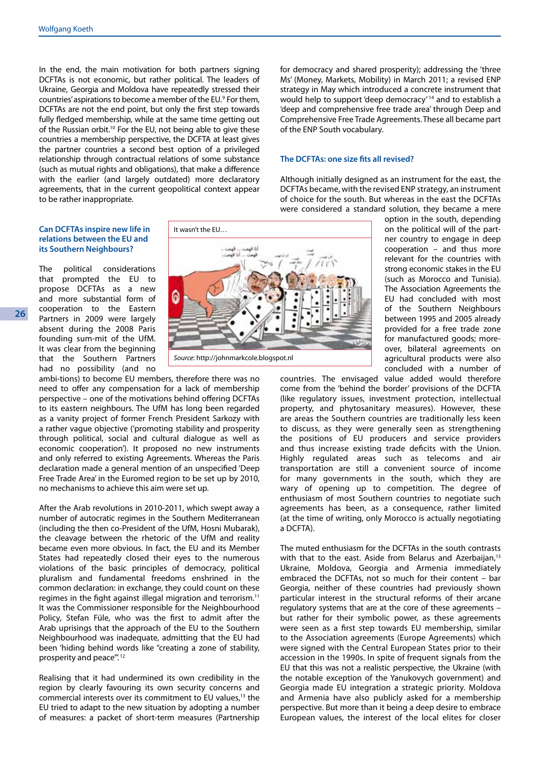In the end, the main motivation for both partners signing DCFTAs is not economic, but rather political. The leaders of Ukraine, Georgia and Moldova have repeatedly stressed their countries' aspirations to become a member of the EU.[9] For them, DCFTAs are not the end point, but only the first step towards fully fledged membership, while at the same time getting out of the Russian orbit.[10] For the EU, not being able to give these countries a membership perspective, the DCFTA at least gives the partner countries a second best option of a privileged relationship through contractual relations of some substance (such as mutual rights and obligations), that make a difference with the earlier (and largely outdated) more declaratory agreements, that in the current geopolitical context appear to be rather inappropriate.

### Can DCFTAs inspire new life in relations between the EU and its Southern Neighbours?

The political considerations that prompted the EU to propose DCFTAs as a new and more substantial form of cooperation to the Eastern Partners in 2009 were largely absent during the 2008 Paris founding sum-mit of the UfM. It was clear from the beginning that the Southern Partners had no possibility (and no ambi-tions) to become EU members, therefore there was no need to offer any compensation for a lack of membership perspective – one of the motivations behind offering DCFTAs to its eastern neighbours. The UfM has long been regarded as a vanity project of former French President Sarkozy with a rather vague objective ('promoting stability and prosperity through political, social and cultural dialogue as well as economic cooperation'). It proposed no new instruments and only referred to existing Agreements. Whereas the Paris declaration made a general mention of an unspecified 'Deep Free Trade Area' in the Euromed region to be set up by 2010, no mechanisms to achieve this aim were set up.

It wasn't the EU…

*Source*: http://johnmarkcole.blogspot.nl

After the Arab revolutions in 2010-2011, which swept away a number of autocratic regimes in the Southern Mediterranean (including the then co-President of the UfM, Hosni Mubarak), the cleavage between the rhetoric of the UfM and reality became even more obvious. In fact, the EU and its Member States had repeatedly closed their eyes to the numerous violations of the basic principles of democracy, political pluralism and fundamental freedoms enshrined in the common declaration: in exchange, they could count on these regimes in the fight against illegal migration and terrorism.[11] It was the Commissioner responsible for the Neighbourhood Policy, Stefan Füle, who was the first to admit after the Arab uprisings that the approach of the EU to the Southern Neighbourhood was inadequate, admitting that the EU had been 'hiding behind words like "creating a zone of stability, prosperity and peace"'.[12]

Realising that it had undermined its own credibility in the region by clearly favouring its own security concerns and commercial interests over its commitment to EU values,[13] the EU tried to adapt to the new situation by adopting a number of measures: a packet of short-term measures (Partnership for democracy and shared prosperity); addressing the 'three Ms' (Money, Markets, Mobility) in March 2011; a revised ENP strategy in May which introduced a concrete instrument that would help to support 'deep democracy'[14] and to establish a 'deep and comprehensive free trade area' through Deep and Comprehensive Free Trade Agreements. These all became part of the ENP South vocabulary.

### The DCFTAs: one size fits all revised?

Although initially designed as an instrument for the east, the DCFTAs became, with the revised ENP strategy, an instrument of choice for the south. But whereas in the east the DCFTAs were considered a standard solution, they became a mere option in the south, depending on the political will of the partner country to engage in deep cooperation – and thus more relevant for the countries with strong economic stakes in the EU (such as Morocco and Tunisia). The Association Agreements the EU had concluded with most of the Southern Neighbours between 1995 and 2005 already provided for a free trade zone for manufactured goods; moreover, bilateral agreements on agricultural products were also concluded with a number of countries. The envisaged value added would therefore come from the 'behind the border' provisions of the DCFTA (like regulatory issues, investment protection, intellectual property, and phytosanitary measures). However, these are areas the Southern countries are traditionally less keen to discuss, as they were generally seen as strengthening the positions of EU producers and service providers and thus increase existing trade deficits with the Union. Highly regulated areas such as telecoms and air transportation are still a convenient source of income for many governments in the south, which they are wary of opening up to competition. The degree of enthusiasm of most Southern countries to negotiate such agreements has been, as a consequence, rather limited (at the time of writing, only Morocco is actually negotiating a DCFTA).

The muted enthusiasm for the DCFTAs in the south contrasts with that to the east. Aside from Belarus and Azerbaijan,[15] Ukraine, Moldova, Georgia and Armenia immediately embraced the DCFTAs, not so much for their content – bar Georgia, neither of these countries had previously shown particular interest in the structural reforms of their arcane regulatory systems that are at the core of these agreements – but rather for their symbolic power, as these agreements were seen as a first step towards EU membership, similar to the Association agreements (Europe Agreements) which were signed with the Central European States prior to their accession in the 1990s. In spite of frequent signals from the EU that this was not a realistic perspective, the Ukraine (with the notable exception of the Yanukovych government) and Georgia made EU integration a strategic priority. Moldova and Armenia have also publicly asked for a membership perspective. But more than it being a deep desire to embrace European values, the interest of the local elites for closer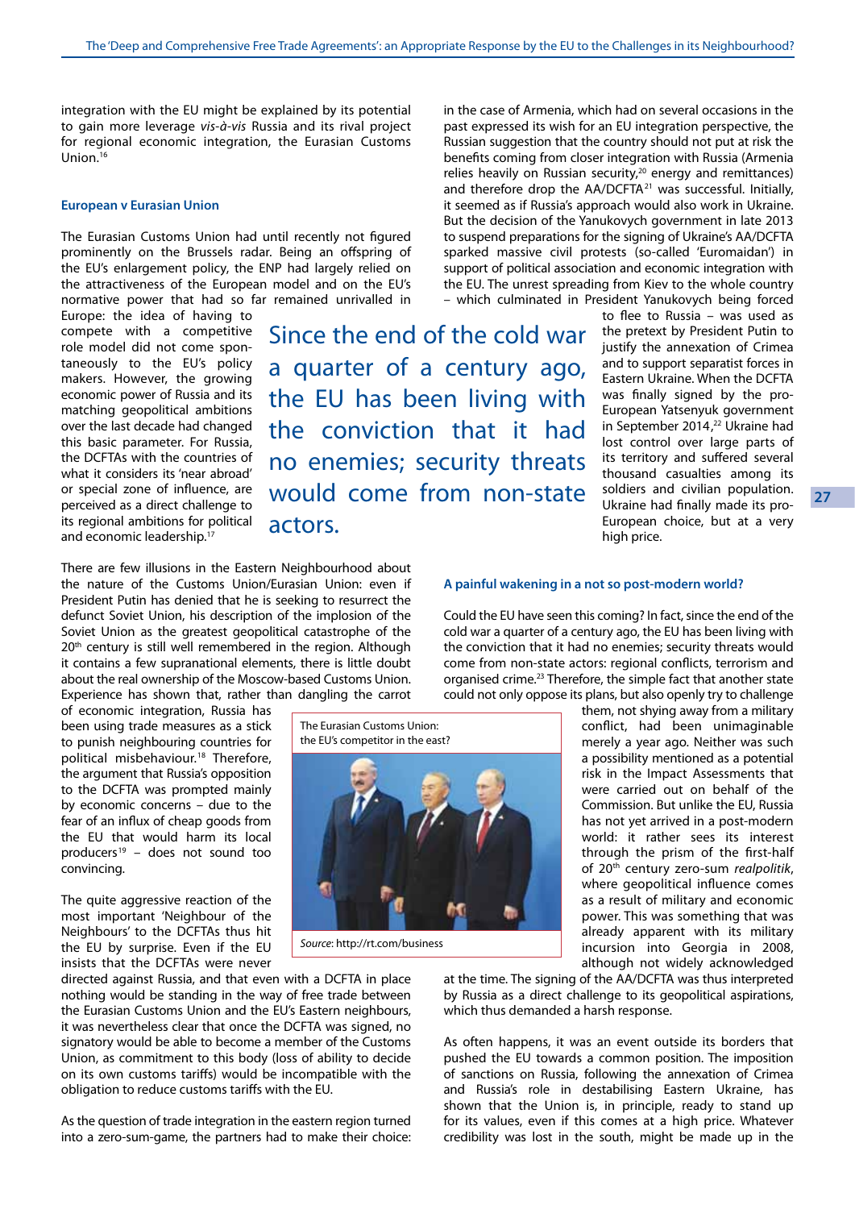integration with the EU might be explained by its potential to gain more leverage *vis-à-vis* Russia and its rival project for regional economic integration, the Eurasian Customs Union.[16]

### European v Eurasian Union

The Eurasian Customs Union had until recently not figured prominently on the Brussels radar. Being an offspring of the EU's enlargement policy, the ENP had largely relied on the attractiveness of the European model and on the EU's normative power that had so far remained unrivalled in Europe: the idea of having to compete with a competitive role model did not come spontaneously to the EU's policy makers. However, the growing economic power of Russia and its matching geopolitical ambitions over the last decade had changed this basic parameter. For Russia, the DCFTAs with the countries of what it considers its 'near abroad' or special zone of influence, are perceived as a direct challenge to its regional ambitions for political and economic leadership.[17]

> Since the end of the cold war a quarter of a century ago, the EU has been living with the conviction that it had no enemies; security threats would come from non-state actors.

There are few illusions in the Eastern Neighbourhood about the nature of the Customs Union/Eurasian Union: even if President Putin has denied that he is seeking to resurrect the defunct Soviet Union, his description of the implosion of the Soviet Union as the greatest geopolitical catastrophe of the 20th century is still well remembered in the region. Although it contains a few supranational elements, there is little doubt about the real ownership of the Moscow-based Customs Union. Experience has shown that, rather than dangling the carrot of economic integration, Russia has been using trade measures as a stick to punish neighbouring countries for political misbehaviour.[18] Therefore, the argument that Russia's opposition to the DCFTA was prompted mainly by economic concerns – due to the fear of an influx of cheap goods from the EU that would harm its local producers[19] – does not sound too convincing.

The Eurasian Customs Union: the EU's competitor in the east?

*Source*: http://rt.com/business

The quite aggressive reaction of the most important 'Neighbour of the Neighbours' to the DCFTAs thus hit the EU by surprise. Even if the EU insists that the DCFTAs were never directed against Russia, and that even with a DCFTA in place nothing would be standing in the way of free trade between the Eurasian Customs Union and the EU's eastern neighbours, it was nevertheless clear that once the DCFTA was signed, no signatory would be able to become a member of the Customs Union, as commitment to this body (loss of ability to decide on its own customs tariffs) would be incompatible with the obligation to reduce customs tariffs with the EU.

As the question of trade integration in the eastern region turned into a zero-sum-game, the partners had to make their choice: in the case of Armenia, which had on several occasions in the past expressed its wish for an EU integration perspective, the Russian suggestion that the country should not put at risk the benefits coming from closer integration with Russia (Armenia relies heavily on Russian security,[20] energy and remittances) and therefore drop the AA/DCFTA[21] was successful. Initially, it seemed as if Russia's approach would also work in Ukraine. But the decision of the Yanukovych government in late 2013 to suspend preparations for the signing of Ukraine's AA/DCFTA sparked massive civil protests (so-called 'Euromaidan') in support of political association and economic integration with the EU. The unrest spreading from Kiev to the whole country – which culminated in President Yanukovych being forced to flee to Russia – was used as the pretext by President Putin to justify the annexation of Crimea and to support separatist forces in Eastern Ukraine. When the DCFTA was finally signed by the pro-European Yatsenyuk government in September 2014,[22] Ukraine had lost control over large parts of its territory and suffered several thousand casualties among its soldiers and civilian population. Ukraine had finally made its pro-European choice, but at a very high price.

### A painful wakening in a not so post-modern world?

Could the EU have seen this coming? In fact, since the end of the cold war a quarter of a century ago, the EU has been living with the conviction that it had no enemies; security threats would come from non-state actors: regional conflicts, terrorism and organised crime.[23] Therefore, the simple fact that another state could not only oppose its plans, but also openly try to challenge them, not shying away from a military conflict, had been unimaginable merely a year ago. Neither was such a possibility mentioned as a potential risk in the Impact Assessments that were carried out on behalf of the Commission. But unlike the EU, Russia has not yet arrived in a post-modern world: it rather sees its interest through the prism of the first-half of 20th century zero-sum *realpolitik*, where geopolitical influence comes as a result of military and economic power. This was something that was already apparent with its military incursion into Georgia in 2008, although not widely acknowledged at the time. The signing of the AA/DCFTA was thus interpreted by Russia as a direct challenge to its geopolitical aspirations, which thus demanded a harsh response.

As often happens, it was an event outside its borders that pushed the EU towards a common position. The imposition of sanctions on Russia, following the annexation of Crimea and Russia's role in destabilising Eastern Ukraine, has shown that the Union is, in principle, ready to stand up for its values, even if this comes at a high price. Whatever credibility was lost in the south, might be made up in the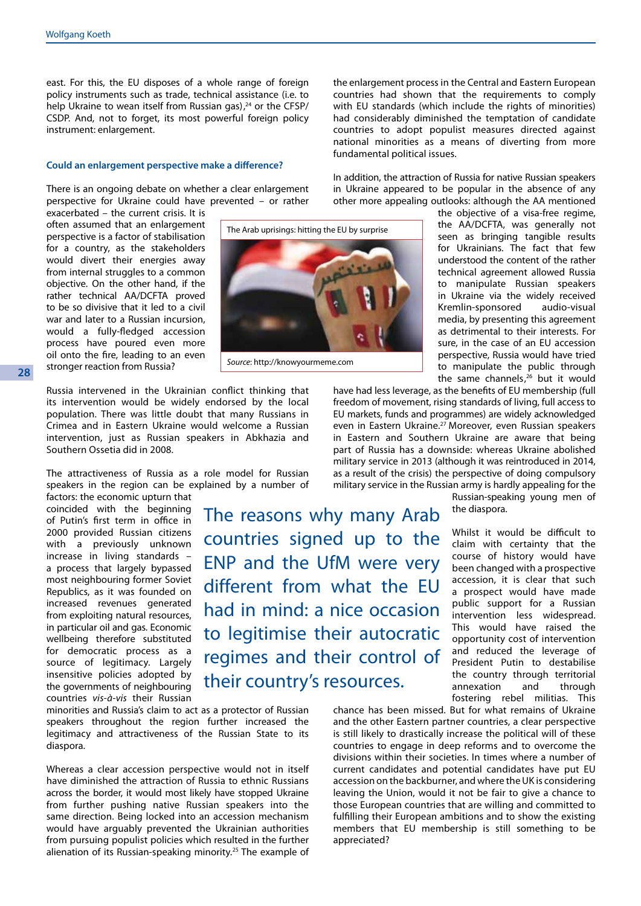east. For this, the EU disposes of a whole range of foreign policy instruments such as trade, technical assistance (i.e. to help Ukraine to wean itself from Russian gas),[24] or the CFSP/CSDP. And, not to forget, its most powerful foreign policy instrument: enlargement.

### Could an enlargement perspective make a difference?

There is an ongoing debate on whether a clear enlargement perspective for Ukraine could have prevented – or rather exacerbated – the current crisis. It is often assumed that an enlargement perspective is a factor of stabilisation for a country, as the stakeholders would divert their energies away from internal struggles to a common objective. On the other hand, if the rather technical AA/DCFTA proved to be so divisive that it led to a civil war and later to a Russian incursion, would a fully-fledged accession process have poured even more oil onto the fire, leading to an even stronger reaction from Russia?

The Arab uprisings: hitting the EU by surprise

*Source*: http://knowyourmeme.com

Russia intervened in the Ukrainian conflict thinking that its intervention would be widely endorsed by the local population. There was little doubt that many Russians in Crimea and in Eastern Ukraine would welcome a Russian intervention, just as Russian speakers in Abkhazia and Southern Ossetia did in 2008.

The attractiveness of Russia as a role model for Russian speakers in the region can be explained by a number of factors: the economic upturn that coincided with the beginning of Putin's first term in office in 2000 provided Russian citizens with a previously unknown increase in living standards – a process that largely bypassed most neighbouring former Soviet Republics, as it was founded on increased revenues generated from exploiting natural resources, in particular oil and gas. Economic wellbeing therefore substituted for democratic process as a source of legitimacy. Largely insensitive policies adopted by the governments of neighbouring countries *vis-à-vis* their Russian minorities and Russia's claim to act as a protector of Russian speakers throughout the region further increased the legitimacy and attractiveness of the Russian State to its diaspora.

> The reasons why many Arab countries signed up to the ENP and the UfM were very different from what the EU had in mind: a nice occasion to legitimise their autocratic regimes and their control of their country's resources.

Whereas a clear accession perspective would not in itself have diminished the attraction of Russia to ethnic Russians across the border, it would most likely have stopped Ukraine from further pushing native Russian speakers into the same direction. Being locked into an accession mechanism would have arguably prevented the Ukrainian authorities from pursuing populist policies which resulted in the further alienation of its Russian-speaking minority.[25] The example of the enlargement process in the Central and Eastern European countries had shown that the requirements to comply with EU standards (which include the rights of minorities) had considerably diminished the temptation of candidate countries to adopt populist measures directed against national minorities as a means of diverting from more fundamental political issues.

In addition, the attraction of Russia for native Russian speakers in Ukraine appeared to be popular in the absence of any other more appealing outlooks: although the AA mentioned the objective of a visa-free regime, the AA/DCFTA, was generally not seen as bringing tangible results for Ukrainians. The fact that few understood the content of the rather technical agreement allowed Russia to manipulate Russian speakers in Ukraine via the widely received Kremlin-sponsored audio-visual media, by presenting this agreement as detrimental to their interests. For sure, in the case of an EU accession perspective, Russia would have tried to manipulate the public through the same channels,[26] but it would have had less leverage, as the benefits of EU membership (full freedom of movement, rising standards of living, full access to EU markets, funds and programmes) are widely acknowledged even in Eastern Ukraine.[27] Moreover, even Russian speakers in Eastern and Southern Ukraine are aware that being part of Russia has a downside: whereas Ukraine abolished military service in 2013 (although it was reintroduced in 2014, as a result of the crisis) the perspective of doing compulsory military service in the Russian army is hardly appealing for the Russian-speaking young men of the diaspora.

Whilst it would be difficult to claim with certainty that the course of history would have been changed with a prospective accession, it is clear that such a prospect would have made public support for a Russian intervention less widespread. This would have raised the opportunity cost of intervention and reduced the leverage of President Putin to destabilise the country through territorial annexation and through fostering rebel militias. This chance has been missed. But for what remains of Ukraine and the other Eastern partner countries, a clear perspective is still likely to drastically increase the political will of these countries to engage in deep reforms and to overcome the divisions within their societies. In times where a number of current candidates and potential candidates have put EU accession on the backburner, and where the UK is considering leaving the Union, would it not be fair to give a chance to those European countries that are willing and committed to fulfilling their European ambitions and to show the existing members that EU membership is still something to be appreciated?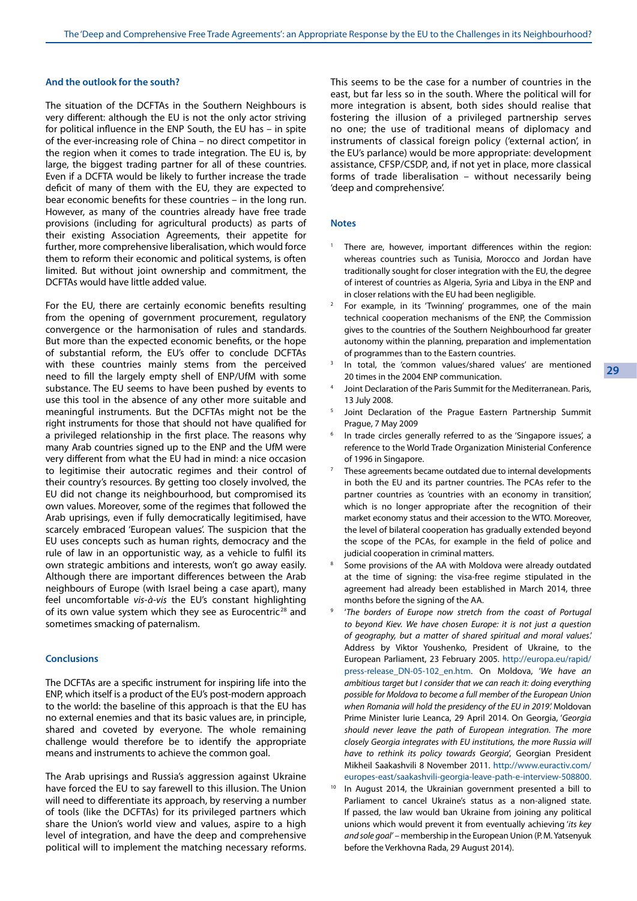## And the outlook for the south?

The situation of the DCFTAs in the Southern Neighbours is very different: although the EU is not the only actor striving for political influence in the ENP South, the EU has – in spite of the ever-increasing role of China – no direct competitor in the region when it comes to trade integration. The EU is, by large, the biggest trading partner for all of these countries. Even if a DCFTA would be likely to further increase the trade deficit of many of them with the EU, they are expected to bear economic benefits for these countries – in the long run. However, as many of the countries already have free trade provisions (including for agricultural products) as parts of their existing Association Agreements, their appetite for further, more comprehensive liberalisation, which would force them to reform their economic and political systems, is often limited. But without joint ownership and commitment, the DCFTAs would have little added value.

For the EU, there are certainly economic benefits resulting from the opening of government procurement, regulatory convergence or the harmonisation of rules and standards. But more than the expected economic benefits, or the hope of substantial reform, the EU's offer to conclude DCFTAs with these countries mainly stems from the perceived need to fill the largely empty shell of ENP/UfM with some substance. The EU seems to have been pushed by events to use this tool in the absence of any other more suitable and meaningful instruments. But the DCFTAs might not be the right instruments for those that should not have qualified for a privileged relationship in the first place. The reasons why many Arab countries signed up to the ENP and the UfM were very different from what the EU had in mind: a nice occasion to legitimise their autocratic regimes and their control of their country's resources. By getting too closely involved, the EU did not change its neighbourhood, but compromised its own values. Moreover, some of the regimes that followed the Arab uprisings, even if fully democratically legitimised, have scarcely embraced 'European values'. The suspicion that the EU uses concepts such as human rights, democracy and the rule of law in an opportunistic way, as a vehicle to fulfil its own strategic ambitions and interests, won't go away easily. Although there are important differences between the Arab neighbours of Europe (with Israel being a case apart), many feel uncomfortable *vis-à-vis* the EU's constant highlighting of its own value system which they see as Eurocentric[28] and sometimes smacking of paternalism.

## Conclusions

The DCFTAs are a specific instrument for inspiring life into the ENP, which itself is a product of the EU's post-modern approach to the world: the baseline of this approach is that the EU has no external enemies and that its basic values are, in principle, shared and coveted by everyone. The whole remaining challenge would therefore be to identify the appropriate means and instruments to achieve the common goal.

The Arab uprisings and Russia's aggression against Ukraine have forced the EU to say farewell to this illusion. The Union will need to differentiate its approach, by reserving a number of tools (like the DCFTAs) for its privileged partners which share the Union's world view and values, aspire to a high level of integration, and have the deep and comprehensive political will to implement the matching necessary reforms. This seems to be the case for a number of countries in the east, but far less so in the south. Where the political will for more integration is absent, both sides should realise that fostering the illusion of a privileged partnership serves no one; the use of traditional means of diplomacy and instruments of classical foreign policy ('external action', in the EU's parlance) would be more appropriate: development assistance, CFSP/CSDP, and, if not yet in place, more classical forms of trade liberalisation – without necessarily being 'deep and comprehensive'.

## Notes

1. There are, however, important differences within the region: whereas countries such as Tunisia, Morocco and Jordan have traditionally sought for closer integration with the EU, the degree of interest of countries as Algeria, Syria and Libya in the ENP and in closer relations with the EU had been negligible.
2. For example, in its 'Twinning' programmes, one of the main technical cooperation mechanisms of the ENP, the Commission gives to the countries of the Southern Neighbourhood far greater autonomy within the planning, preparation and implementation of programmes than to the Eastern countries.
3. In total, the 'common values/shared values' are mentioned 20 times in the 2004 ENP communication.
4. Joint Declaration of the Paris Summit for the Mediterranean. Paris, 13 July 2008.
5. Joint Declaration of the Prague Eastern Partnership Summit Prague, 7 May 2009
6. In trade circles generally referred to as the 'Singapore issues', a reference to the World Trade Organization Ministerial Conference of 1996 in Singapore.
7. These agreements became outdated due to internal developments in both the EU and its partner countries. The PCAs refer to the partner countries as 'countries with an economy in transition', which is no longer appropriate after the recognition of their market economy status and their accession to the WTO. Moreover, the level of bilateral cooperation has gradually extended beyond the scope of the PCAs, for example in the field of police and judicial cooperation in criminal matters.
8. Some provisions of the AA with Moldova were already outdated at the time of signing: the visa-free regime stipulated in the agreement had already been established in March 2014, three months before the signing of the AA.
9. '*The borders of Europe now stretch from the coast of Portugal to beyond Kiev. We have chosen Europe: it is not just a question of geography, but a matter of shared spiritual and moral values.*' Address by Viktor Youshenko, President of Ukraine, to the European Parliament, 23 February 2005. http://europa.eu/rapid/press-release_DN-05-102_en.htm. On Moldova, '*We have an ambitious target but I consider that we can reach it: doing everything possible for Moldova to become a full member of the European Union when Romania will hold the presidency of the EU in 2019.*' Moldovan Prime Minister Iurie Leanca, 29 April 2014. On Georgia, '*Georgia should never leave the path of European integration. The more closely Georgia integrates with EU institutions, the more Russia will have to rethink its policy towards Georgia*', Georgian President Mikheil Saakashvili 8 November 2011. http://www.euractiv.com/europes-east/saakashvili-georgia-leave-path-e-interview-508800.
10. In August 2014, the Ukrainian government presented a bill to Parliament to cancel Ukraine's status as a non-aligned state. If passed, the law would ban Ukraine from joining any political unions which would prevent it from eventually achieving '*its key and sole goal*' – membership in the European Union (P. M. Yatsenyuk before the Verkhovna Rada, 29 August 2014).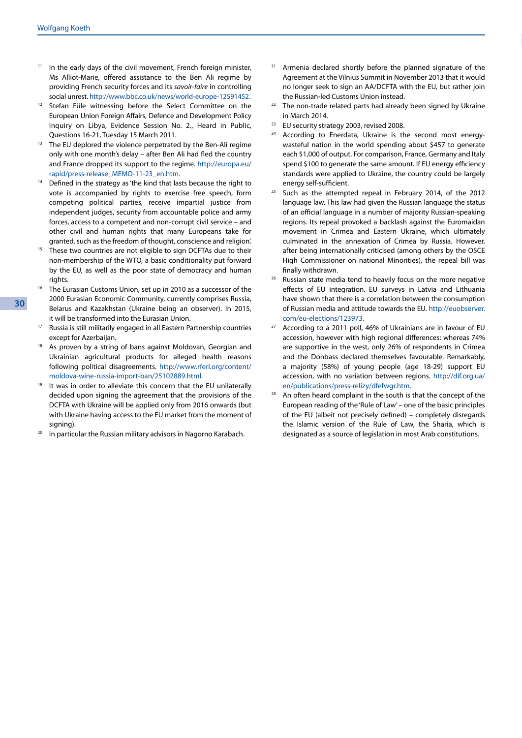[11] In the early days of the civil movement, French foreign minister, Ms Alliot-Marie, offered assistance to the Ben Ali regime by providing French security forces and its *savoir-faire* in controlling social unrest. http://www.bbc.co.uk/news/world-europe-12591452.

[12] Stefan Füle witnessing before the Select Committee on the European Union Foreign Affairs, Defence and Development Policy Inquiry on Libya, Evidence Session No. 2., Heard in Public, Questions 16-21, Tuesday 15 March 2011.

[13] The EU deplored the violence perpetrated by the Ben-Ali regime only with one month's delay – after Ben Ali had fled the country and France dropped its support to the regime. http://europa.eu/rapid/press-release_MEMO-11-23_en.htm.

[14] Defined in the strategy as 'the kind that lasts because the right to vote is accompanied by rights to exercise free speech, form competing political parties, receive impartial justice from independent judges, security from accountable police and army forces, access to a competent and non-corrupt civil service – and other civil and human rights that many Europeans take for granted, such as the freedom of thought, conscience and religion'.

[15] These two countries are not eligible to sign DCFTAs due to their non-membership of the WTO, a basic conditionality put forward by the EU, as well as the poor state of democracy and human rights.

[16] The Eurasian Customs Union, set up in 2010 as a successor of the 2000 Eurasian Economic Community, currently comprises Russia, Belarus and Kazakhstan (Ukraine being an observer). In 2015, it will be transformed into the Eurasian Union.

[17] Russia is still militarily engaged in all Eastern Partnership countries except for Azerbaijan.

[18] As proven by a string of bans against Moldovan, Georgian and Ukrainian agricultural products for alleged health reasons following political disagreements. http://www.rferl.org/content/moldova-wine-russia-import-ban/25102889.html.

[19] It was in order to alleviate this concern that the EU unilaterally decided upon signing the agreement that the provisions of the DCFTA with Ukraine will be applied only from 2016 onwards (but with Ukraine having access to the EU market from the moment of signing).

[20] In particular the Russian military advisors in Nagorno Karabach.

[21] Armenia declared shortly before the planned signature of the Agreement at the Vilnius Summit in November 2013 that it would no longer seek to sign an AA/DCFTA with the EU, but rather join the Russian-led Customs Union instead.

[22] The non-trade related parts had already been signed by Ukraine in March 2014.

[23] EU security strategy 2003, revised 2008.

[24] According to Enerdata, Ukraine is the second most energy-wasteful nation in the world spending about $457 to generate each $1,000 of output. For comparison, France, Germany and Italy spend $100 to generate the same amount. If EU energy efficiency standards were applied to Ukraine, the country could be largely energy self-sufficient.

[25] Such as the attempted repeal in February 2014, of the 2012 language law. This law had given the Russian language the status of an official language in a number of majority Russian-speaking regions. Its repeal provoked a backlash against the Euromaidan movement in Crimea and Eastern Ukraine, which ultimately culminated in the annexation of Crimea by Russia. However, after being internationally criticised (among others by the OSCE High Commissioner on national Minorities), the repeal bill was finally withdrawn.

[26] Russian state media tend to heavily focus on the more negative effects of EU integration. EU surveys in Latvia and Lithuania have shown that there is a correlation between the consumption of Russian media and attitude towards the EU. http://euobserver.com/eu-elections/123973.

[27] According to a 2011 poll, 46% of Ukrainians are in favour of EU accession, however with high regional differences: whereas 74% are supportive in the west, only 26% of respondents in Crimea and the Donbass declared themselves favourable. Remarkably, a majority (58%) of young people (age 18-29) support EU accession, with no variation between regions. http://dif.org.ua/en/publications/press-relizy/dfefwgr.htm.

[28] An often heard complaint in the south is that the concept of the European reading of the 'Rule of Law' – one of the basic principles of the EU (albeit not precisely defined) – completely disregards the Islamic version of the Rule of Law, the Sharia, which is designated as a source of legislation in most Arab constitutions.